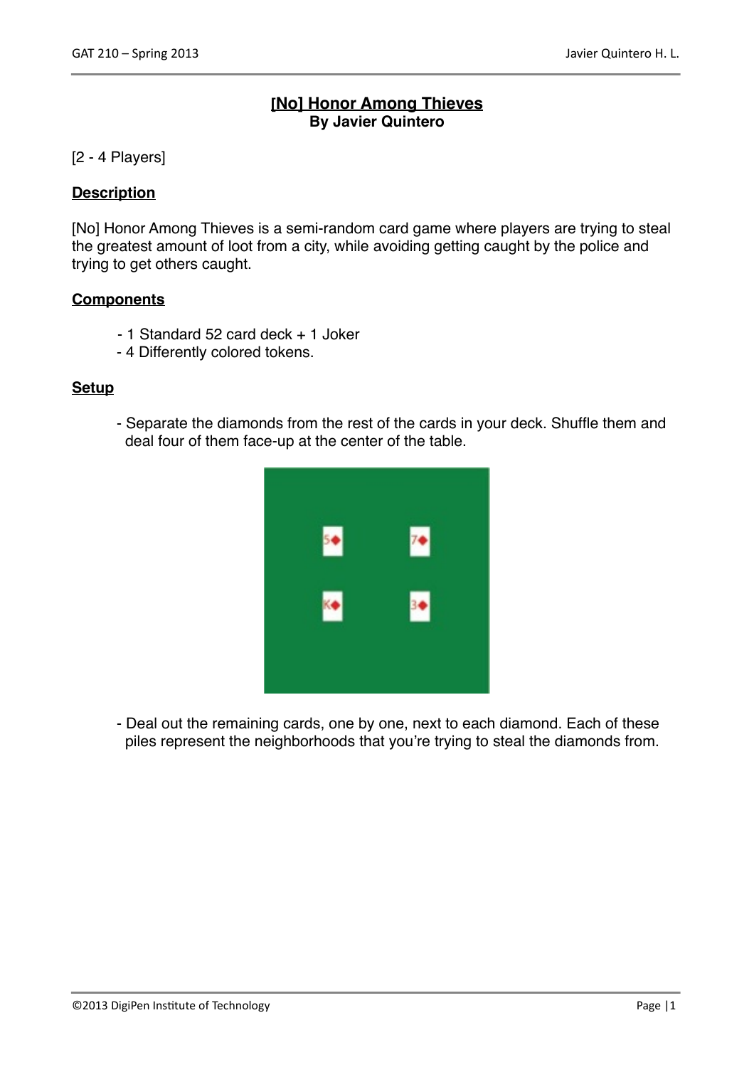# [No] Honor Among Thieves
**By Javier Quintero**

[2 - 4 Players]

## Description

[No] Honor Among Thieves is a semi-random card game where players are trying to steal the greatest amount of loot from a city, while avoiding getting caught by the police and trying to get others caught.

## Components

- 1 Standard 52 card deck + 1 Joker
- 4 Differently colored tokens.

## Setup

- Separate the diamonds from the rest of the cards in your deck. Shuffle them and deal four of them face-up at the center of the table.

- Deal out the remaining cards, one by one, next to each diamond. Each of these piles represent the neighborhoods that you're trying to steal the diamonds from.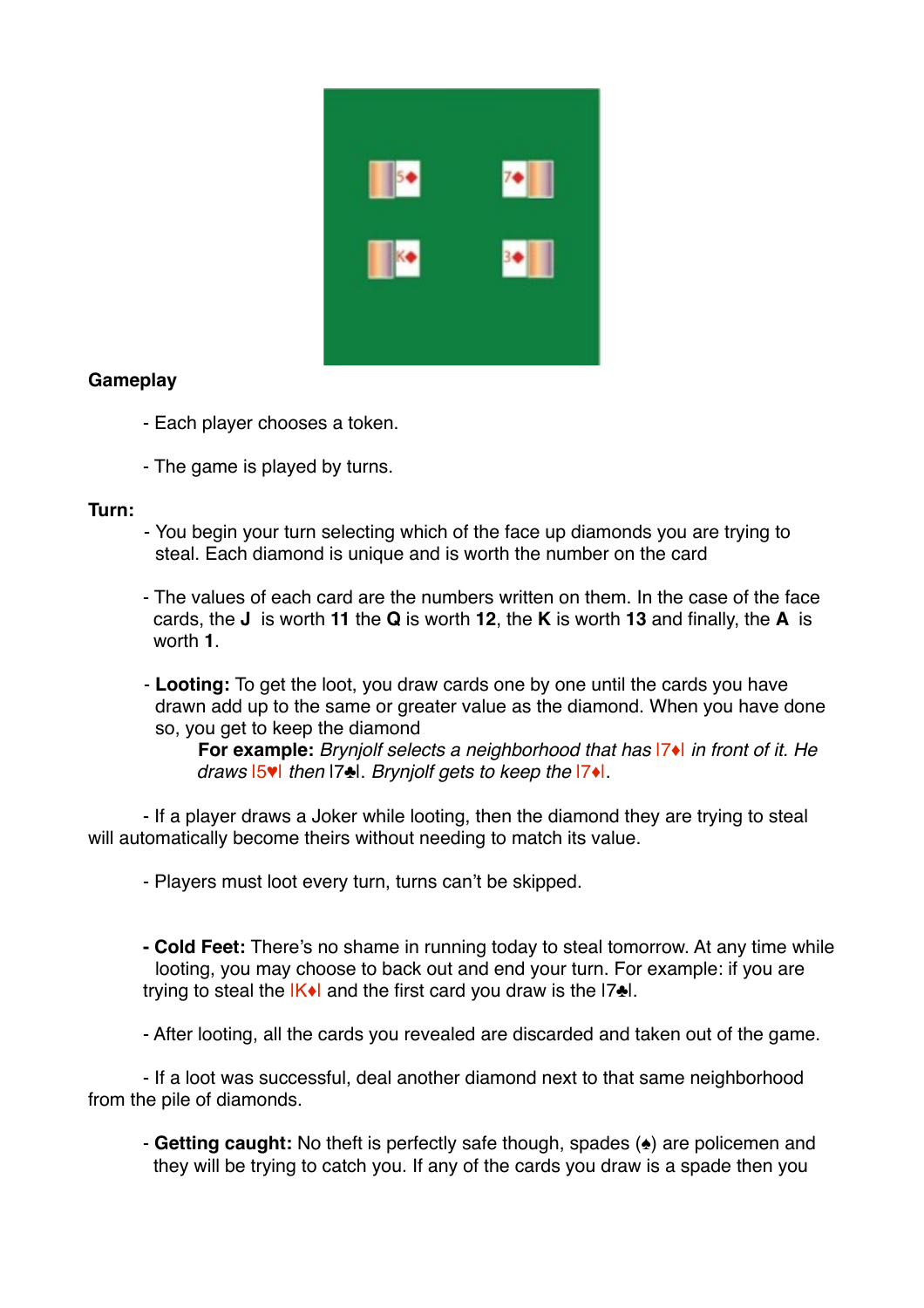**Gameplay**

- Each player chooses a token.

- The game is played by turns.

**Turn:**

- You begin your turn selecting which of the face up diamonds you are trying to steal. Each diamond is unique and is worth the number on the card

- The values of each card are the numbers written on them. In the case of the face cards, the **J** is worth **11** the **Q** is worth **12**, the **K** is worth **13** and finally, the **A** is worth **1**.

- **Looting:** To get the loot, you draw cards one by one until the cards you have drawn add up to the same or greater value as the diamond. When you have done so, you get to keep the diamond

  **For example:** *Brynjolf selects a neighborhood that has |7♦| in front of it. He draws |5♥| then |7♣|. Brynjolf gets to keep the |7♦|.*

- If a player draws a Joker while looting, then the diamond they are trying to steal will automatically become theirs without needing to match its value.

- Players must loot every turn, turns can't be skipped.

- **Cold Feet:** There's no shame in running today to steal tomorrow. At any time while looting, you may choose to back out and end your turn. For example: if you are trying to steal the |K♦| and the first card you draw is the |7♣|.

- After looting, all the cards you revealed are discarded and taken out of the game.

- If a loot was successful, deal another diamond next to that same neighborhood from the pile of diamonds.

- **Getting caught:** No theft is perfectly safe though, spades (♠) are policemen and they will be trying to catch you. If any of the cards you draw is a spade then you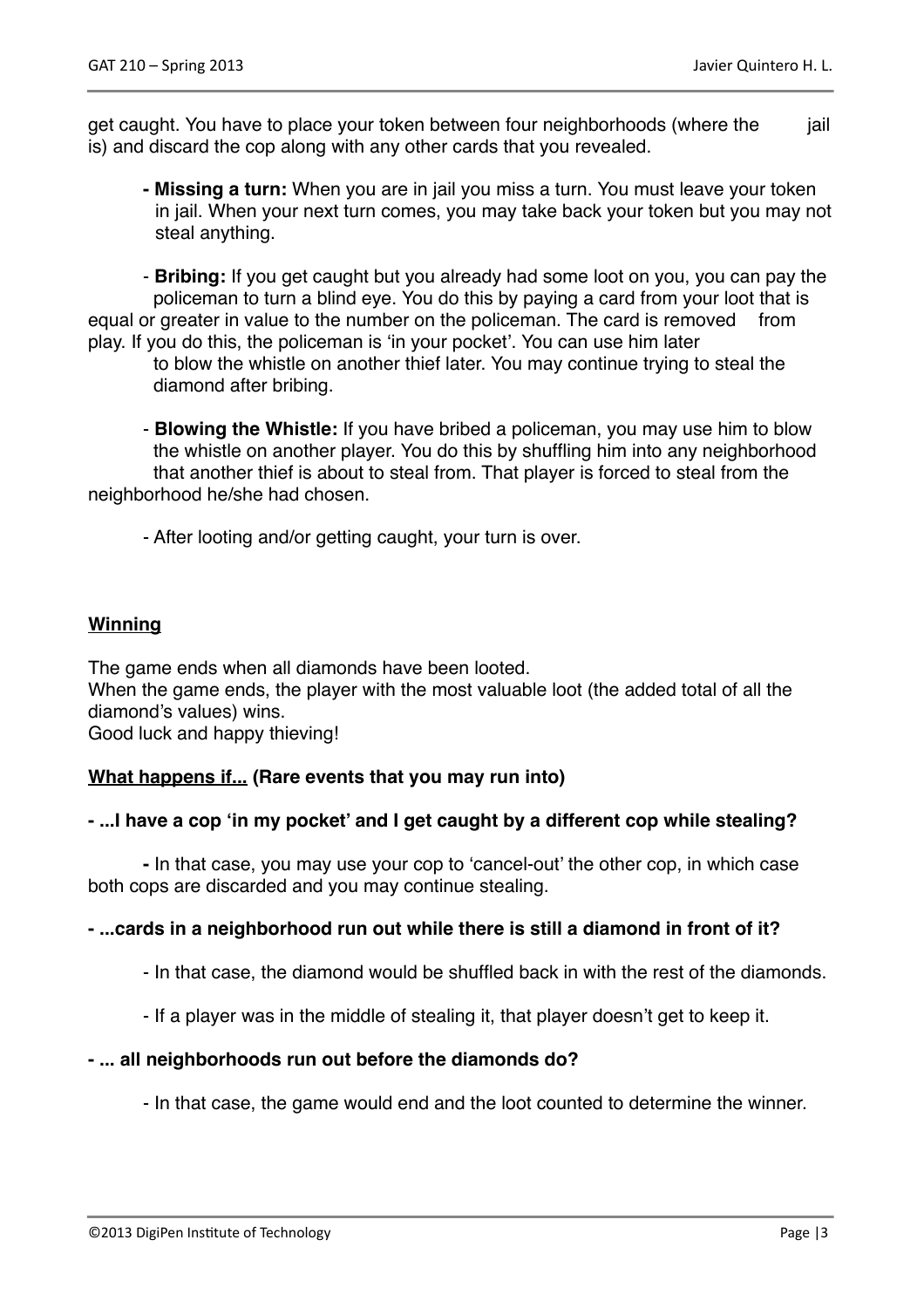get caught. You have to place your token between four neighborhoods (where the jail is) and discard the cop along with any other cards that you revealed.

- **Missing a turn:** When you are in jail you miss a turn. You must leave your token in jail. When your next turn comes, you may take back your token but you may not steal anything.

- **Bribing:** If you get caught but you already had some loot on you, you can pay the policeman to turn a blind eye. You do this by paying a card from your loot that is equal or greater in value to the number on the policeman. The card is removed from play. If you do this, the policeman is 'in your pocket'. You can use him later to blow the whistle on another thief later. You may continue trying to steal the diamond after bribing.

- **Blowing the Whistle:** If you have bribed a policeman, you may use him to blow the whistle on another player. You do this by shuffling him into any neighborhood that another thief is about to steal from. That player is forced to steal from the neighborhood he/she had chosen.

- After looting and/or getting caught, your turn is over.

## Winning

The game ends when all diamonds have been looted.
When the game ends, the player with the most valuable loot (the added total of all the diamond's values) wins.
Good luck and happy thieving!

## What happens if... (Rare events that you may run into)

**- ...I have a cop 'in my pocket' and I get caught by a different cop while stealing?**

- In that case, you may use your cop to 'cancel-out' the other cop, in which case both cops are discarded and you may continue stealing.

**- ...cards in a neighborhood run out while there is still a diamond in front of it?**

- In that case, the diamond would be shuffled back in with the rest of the diamonds.

- If a player was in the middle of stealing it, that player doesn't get to keep it.

**- ... all neighborhoods run out before the diamonds do?**

- In that case, the game would end and the loot counted to determine the winner.